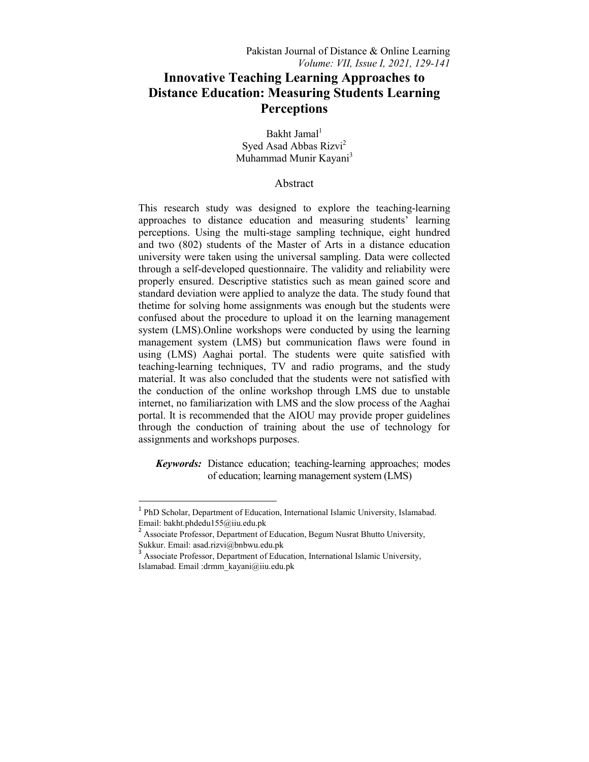# Innovative Teaching Learning Approaches to Distance Education: Measuring Students Learning Perceptions

Bakht Jamal[1]
Syed Asad Abbas Rizvi[2]
Muhammad Munir Kayani[3]

## Abstract

This research study was designed to explore the teaching-learning approaches to distance education and measuring students' learning perceptions. Using the multi-stage sampling technique, eight hundred and two (802) students of the Master of Arts in a distance education university were taken using the universal sampling. Data were collected through a self-developed questionnaire. The validity and reliability were properly ensured. Descriptive statistics such as mean gained score and standard deviation were applied to analyze the data. The study found that thetime for solving home assignments was enough but the students were confused about the procedure to upload it on the learning management system (LMS).Online workshops were conducted by using the learning management system (LMS) but communication flaws were found in using (LMS) Aaghai portal. The students were quite satisfied with teaching-learning techniques, TV and radio programs, and the study material. It was also concluded that the students were not satisfied with the conduction of the online workshop through LMS due to unstable internet, no familiarization with LMS and the slow process of the Aaghai portal. It is recommended that the AIOU may provide proper guidelines through the conduction of training about the use of technology for assignments and workshops purposes.

***Keywords:*** Distance education; teaching-learning approaches; modes of education; learning management system (LMS)

---

[1] PhD Scholar, Department of Education, International Islamic University, Islamabad. Email: bakht.phdedu155@iiu.edu.pk

[2] Associate Professor, Department of Education, Begum Nusrat Bhutto University, Sukkur. Email: asad.rizvi@bnbwu.edu.pk

[3] Associate Professor, Department of Education, International Islamic University, Islamabad. Email :drmm_kayani@iiu.edu.pk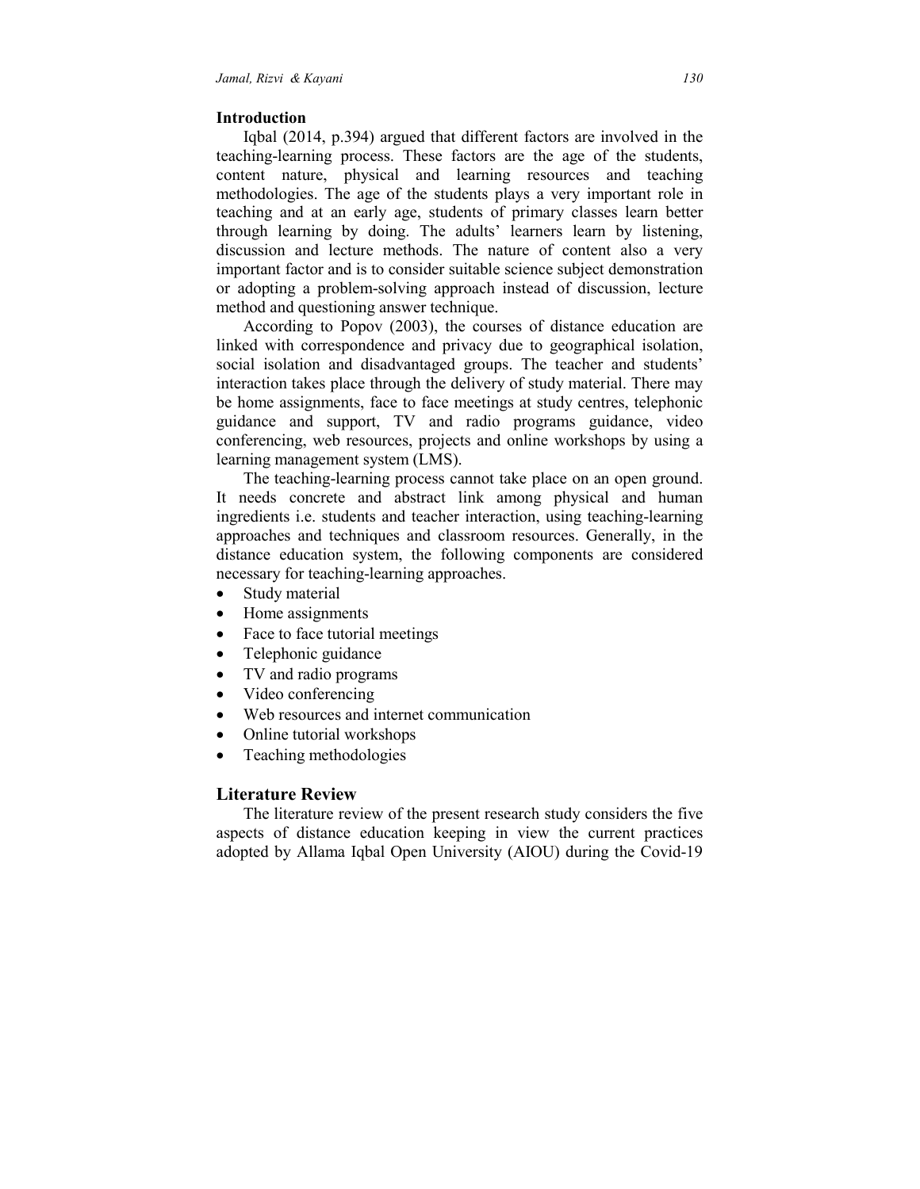## Introduction

Iqbal (2014, p.394) argued that different factors are involved in the teaching-learning process. These factors are the age of the students, content nature, physical and learning resources and teaching methodologies. The age of the students plays a very important role in teaching and at an early age, students of primary classes learn better through learning by doing. The adults' learners learn by listening, discussion and lecture methods. The nature of content also a very important factor and is to consider suitable science subject demonstration or adopting a problem-solving approach instead of discussion, lecture method and questioning answer technique.

According to Popov (2003), the courses of distance education are linked with correspondence and privacy due to geographical isolation, social isolation and disadvantaged groups. The teacher and students' interaction takes place through the delivery of study material. There may be home assignments, face to face meetings at study centres, telephonic guidance and support, TV and radio programs guidance, video conferencing, web resources, projects and online workshops by using a learning management system (LMS).

The teaching-learning process cannot take place on an open ground. It needs concrete and abstract link among physical and human ingredients i.e. students and teacher interaction, using teaching-learning approaches and techniques and classroom resources. Generally, in the distance education system, the following components are considered necessary for teaching-learning approaches.

- Study material
- Home assignments
- Face to face tutorial meetings
- Telephonic guidance
- TV and radio programs
- Video conferencing
- Web resources and internet communication
- Online tutorial workshops
- Teaching methodologies

## Literature Review

The literature review of the present research study considers the five aspects of distance education keeping in view the current practices adopted by Allama Iqbal Open University (AIOU) during the Covid-19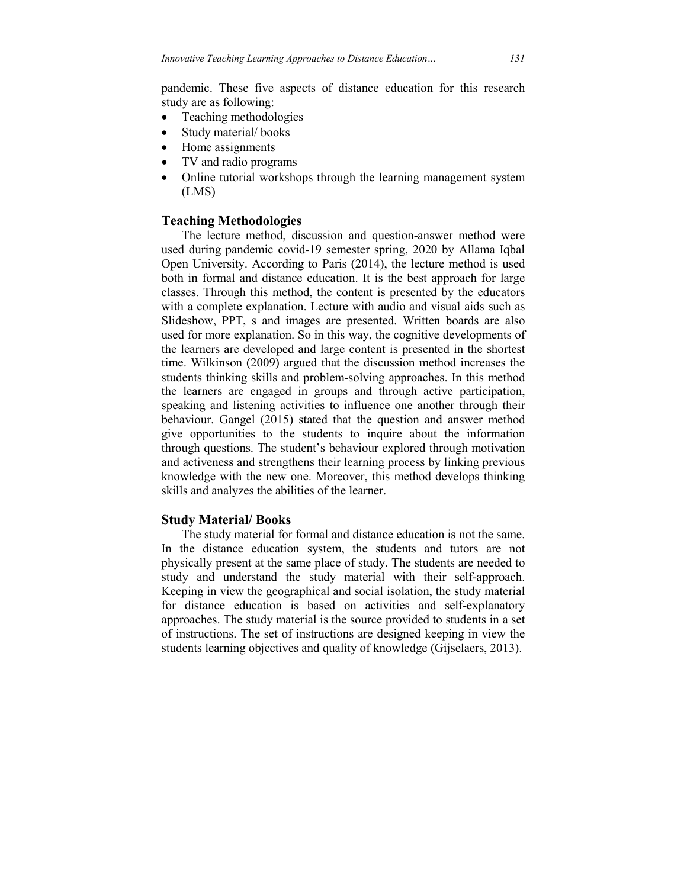pandemic. These five aspects of distance education for this research study are as following:

- Teaching methodologies
- Study material/ books
- Home assignments
- TV and radio programs
- Online tutorial workshops through the learning management system (LMS)

### Teaching Methodologies

The lecture method, discussion and question-answer method were used during pandemic covid-19 semester spring, 2020 by Allama Iqbal Open University. According to Paris (2014), the lecture method is used both in formal and distance education. It is the best approach for large classes. Through this method, the content is presented by the educators with a complete explanation. Lecture with audio and visual aids such as Slideshow, PPT, s and images are presented. Written boards are also used for more explanation. So in this way, the cognitive developments of the learners are developed and large content is presented in the shortest time. Wilkinson (2009) argued that the discussion method increases the students thinking skills and problem-solving approaches. In this method the learners are engaged in groups and through active participation, speaking and listening activities to influence one another through their behaviour. Gangel (2015) stated that the question and answer method give opportunities to the students to inquire about the information through questions. The student's behaviour explored through motivation and activeness and strengthens their learning process by linking previous knowledge with the new one. Moreover, this method develops thinking skills and analyzes the abilities of the learner.

### Study Material/ Books

The study material for formal and distance education is not the same. In the distance education system, the students and tutors are not physically present at the same place of study. The students are needed to study and understand the study material with their self-approach. Keeping in view the geographical and social isolation, the study material for distance education is based on activities and self-explanatory approaches. The study material is the source provided to students in a set of instructions. The set of instructions are designed keeping in view the students learning objectives and quality of knowledge (Gijselaers, 2013).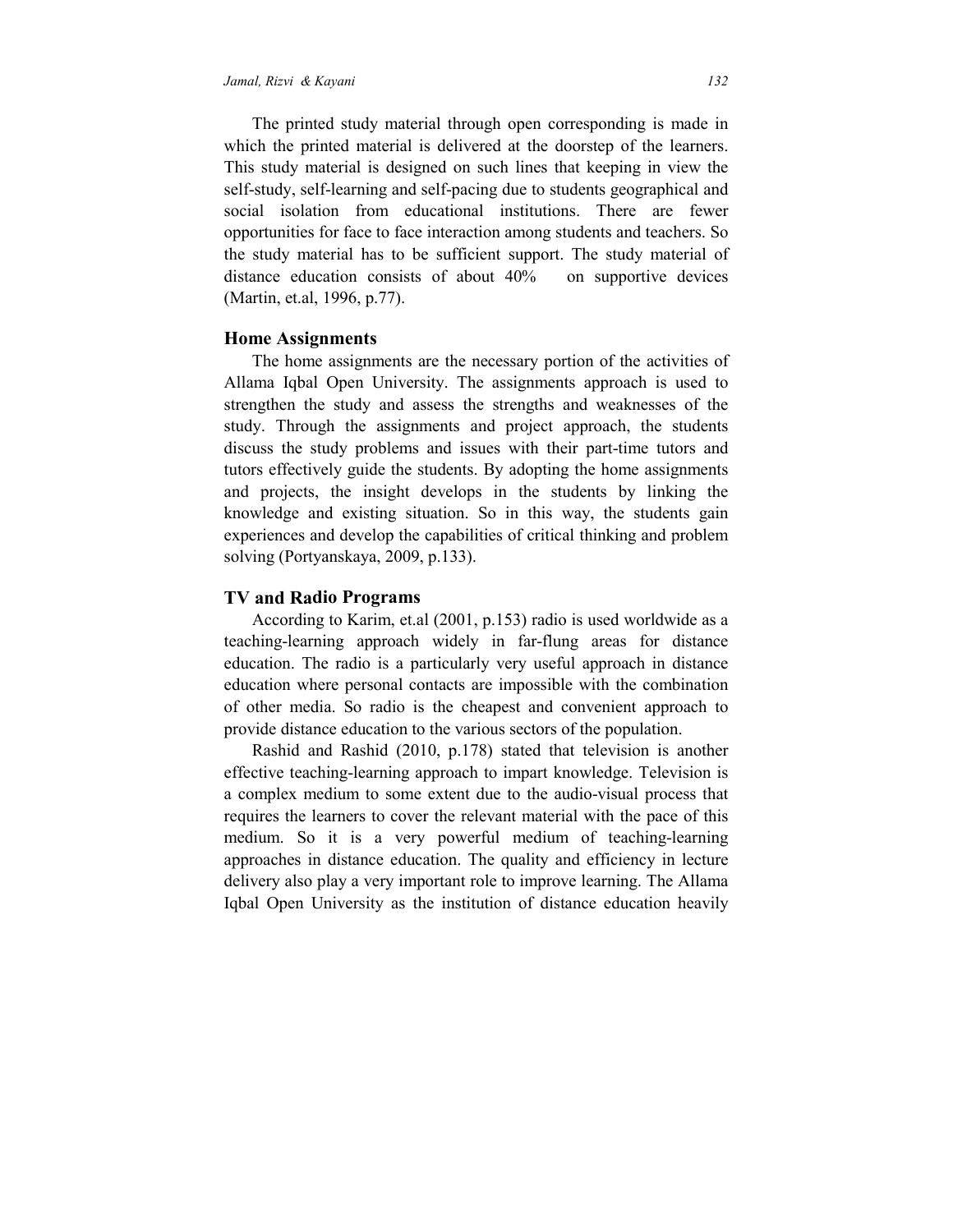The printed study material through open corresponding is made in which the printed material is delivered at the doorstep of the learners. This study material is designed on such lines that keeping in view the self-study, self-learning and self-pacing due to students geographical and social isolation from educational institutions. There are fewer opportunities for face to face interaction among students and teachers. So the study material has to be sufficient support. The study material of distance education consists of about 40% on supportive devices (Martin, et.al, 1996, p.77).

## Home Assignments

The home assignments are the necessary portion of the activities of Allama Iqbal Open University. The assignments approach is used to strengthen the study and assess the strengths and weaknesses of the study. Through the assignments and project approach, the students discuss the study problems and issues with their part-time tutors and tutors effectively guide the students. By adopting the home assignments and projects, the insight develops in the students by linking the knowledge and existing situation. So in this way, the students gain experiences and develop the capabilities of critical thinking and problem solving (Portyanskaya, 2009, p.133).

## TV and Radio Programs

According to Karim, et.al (2001, p.153) radio is used worldwide as a teaching-learning approach widely in far-flung areas for distance education. The radio is a particularly very useful approach in distance education where personal contacts are impossible with the combination of other media. So radio is the cheapest and convenient approach to provide distance education to the various sectors of the population.

Rashid and Rashid (2010, p.178) stated that television is another effective teaching-learning approach to impart knowledge. Television is a complex medium to some extent due to the audio-visual process that requires the learners to cover the relevant material with the pace of this medium. So it is a very powerful medium of teaching-learning approaches in distance education. The quality and efficiency in lecture delivery also play a very important role to improve learning. The Allama Iqbal Open University as the institution of distance education heavily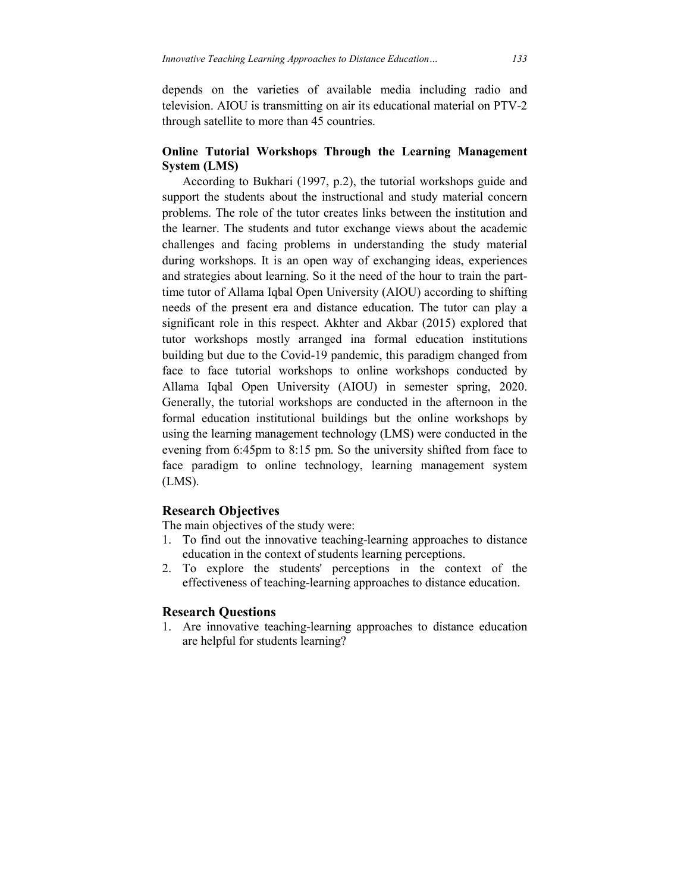depends on the varieties of available media including radio and television. AIOU is transmitting on air its educational material on PTV-2 through satellite to more than 45 countries.

### Online Tutorial Workshops Through the Learning Management System (LMS)

According to Bukhari (1997, p.2), the tutorial workshops guide and support the students about the instructional and study material concern problems. The role of the tutor creates links between the institution and the learner. The students and tutor exchange views about the academic challenges and facing problems in understanding the study material during workshops. It is an open way of exchanging ideas, experiences and strategies about learning. So it the need of the hour to train the part-time tutor of Allama Iqbal Open University (AIOU) according to shifting needs of the present era and distance education. The tutor can play a significant role in this respect. Akhter and Akbar (2015) explored that tutor workshops mostly arranged ina formal education institutions building but due to the Covid-19 pandemic, this paradigm changed from face to face tutorial workshops to online workshops conducted by Allama Iqbal Open University (AIOU) in semester spring, 2020. Generally, the tutorial workshops are conducted in the afternoon in the formal education institutional buildings but the online workshops by using the learning management technology (LMS) were conducted in the evening from 6:45pm to 8:15 pm. So the university shifted from face to face paradigm to online technology, learning management system (LMS).

## Research Objectives

The main objectives of the study were:

1. To find out the innovative teaching-learning approaches to distance education in the context of students learning perceptions.
2. To explore the students' perceptions in the context of the effectiveness of teaching-learning approaches to distance education.

## Research Questions

1. Are innovative teaching-learning approaches to distance education are helpful for students learning?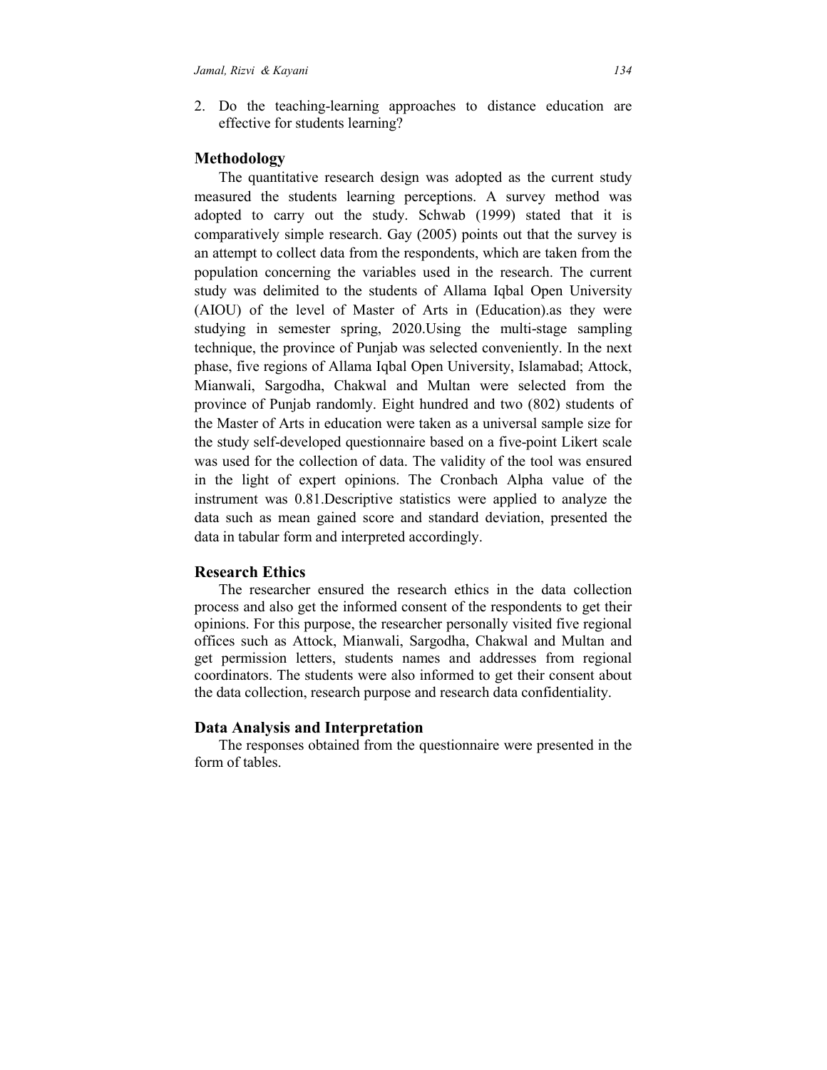2. Do the teaching-learning approaches to distance education are effective for students learning?

## Methodology

The quantitative research design was adopted as the current study measured the students learning perceptions. A survey method was adopted to carry out the study. Schwab (1999) stated that it is comparatively simple research. Gay (2005) points out that the survey is an attempt to collect data from the respondents, which are taken from the population concerning the variables used in the research. The current study was delimited to the students of Allama Iqbal Open University (AIOU) of the level of Master of Arts in (Education).as they were studying in semester spring, 2020.Using the multi-stage sampling technique, the province of Punjab was selected conveniently. In the next phase, five regions of Allama Iqbal Open University, Islamabad; Attock, Mianwali, Sargodha, Chakwal and Multan were selected from the province of Punjab randomly. Eight hundred and two (802) students of the Master of Arts in education were taken as a universal sample size for the study self-developed questionnaire based on a five-point Likert scale was used for the collection of data. The validity of the tool was ensured in the light of expert opinions. The Cronbach Alpha value of the instrument was 0.81.Descriptive statistics were applied to analyze the data such as mean gained score and standard deviation, presented the data in tabular form and interpreted accordingly.

## Research Ethics

The researcher ensured the research ethics in the data collection process and also get the informed consent of the respondents to get their opinions. For this purpose, the researcher personally visited five regional offices such as Attock, Mianwali, Sargodha, Chakwal and Multan and get permission letters, students names and addresses from regional coordinators. The students were also informed to get their consent about the data collection, research purpose and research data confidentiality.

## Data Analysis and Interpretation

The responses obtained from the questionnaire were presented in the form of tables.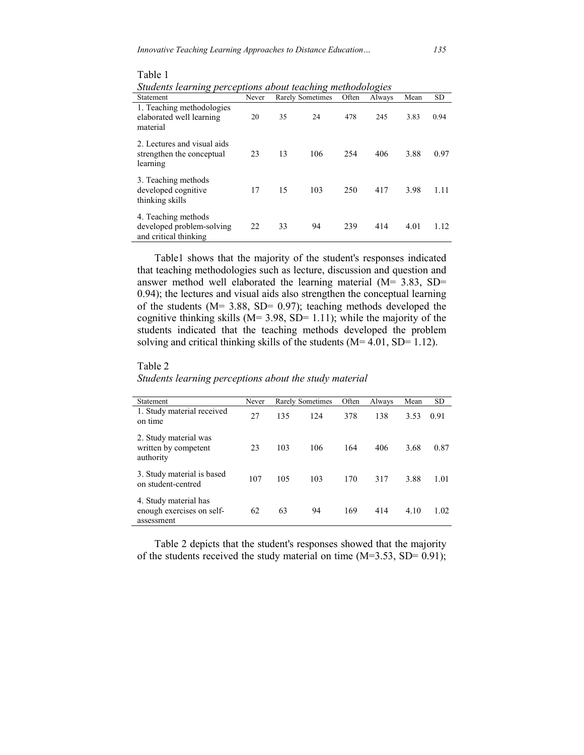Table 1

*Students learning perceptions about teaching methodologies*

| Statement | Never | Rarely | Sometimes | Often | Always | Mean | SD |
|---|---|---|---|---|---|---|---|
| 1. Teaching methodologies elaborated well learning material | 20 | 35 | 24 | 478 | 245 | 3.83 | 0.94 |
| 2. Lectures and visual aids strengthen the conceptual learning | 23 | 13 | 106 | 254 | 406 | 3.88 | 0.97 |
| 3. Teaching methods developed cognitive thinking skills | 17 | 15 | 103 | 250 | 417 | 3.98 | 1.11 |
| 4. Teaching methods developed problem-solving and critical thinking | 22 | 33 | 94 | 239 | 414 | 4.01 | 1.12 |

Table1 shows that the majority of the student's responses indicated that teaching methodologies such as lecture, discussion and question and answer method well elaborated the learning material (M= 3.83, SD= 0.94); the lectures and visual aids also strengthen the conceptual learning of the students (M= 3.88, SD= 0.97); teaching methods developed the cognitive thinking skills (M= 3.98, SD= 1.11); while the majority of the students indicated that the teaching methods developed the problem solving and critical thinking skills of the students (M= 4.01, SD= 1.12).

Table 2

*Students learning perceptions about the study material*

| Statement | Never | Rarely | Sometimes | Often | Always | Mean | SD |
|---|---|---|---|---|---|---|---|
| 1. Study material received on time | 27 | 135 | 124 | 378 | 138 | 3.53 | 0.91 |
| 2. Study material was written by competent authority | 23 | 103 | 106 | 164 | 406 | 3.68 | 0.87 |
| 3. Study material is based on student-centred | 107 | 105 | 103 | 170 | 317 | 3.88 | 1.01 |
| 4. Study material has enough exercises on self-assessment | 62 | 63 | 94 | 169 | 414 | 4.10 | 1.02 |

Table 2 depicts that the student's responses showed that the majority of the students received the study material on time (M=3.53, SD= 0.91);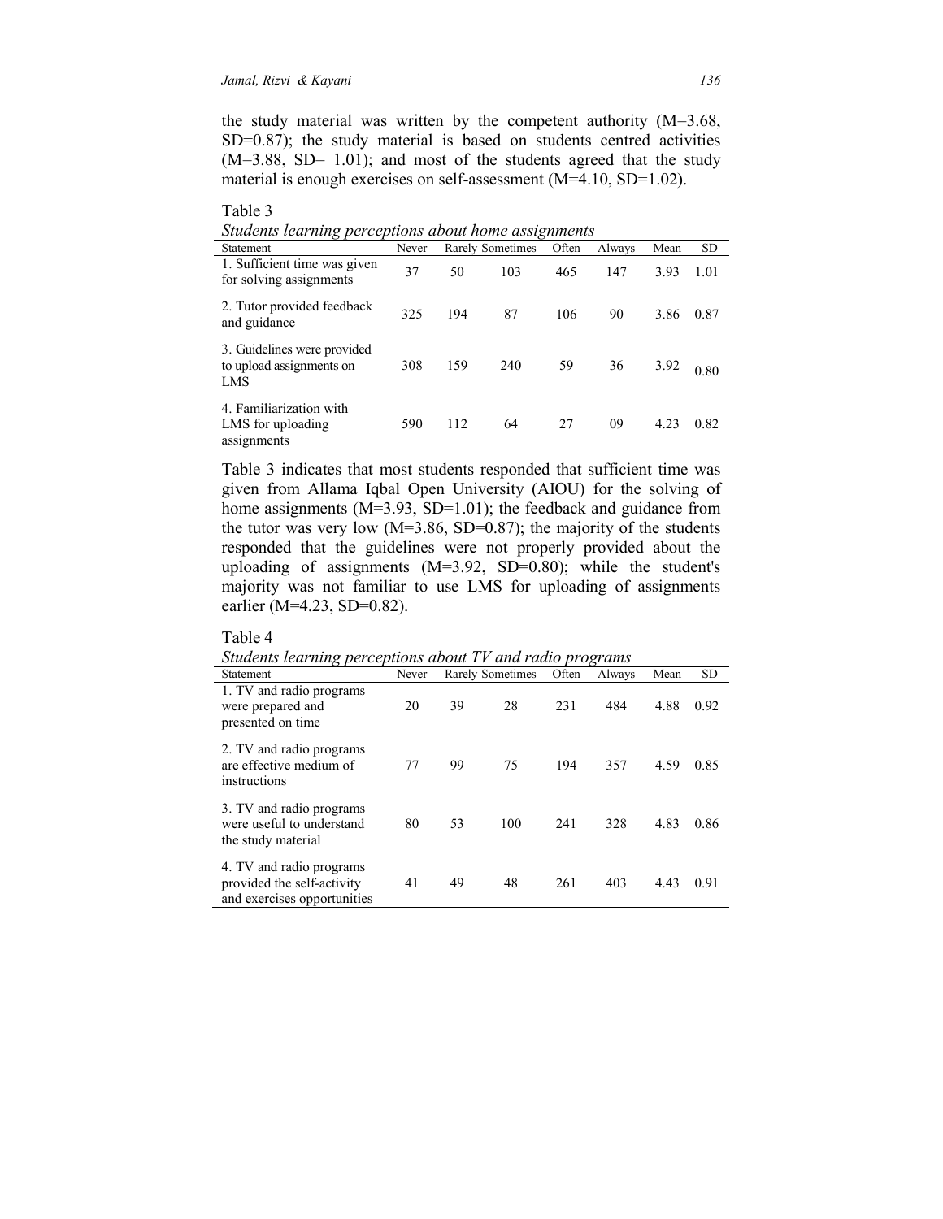the study material was written by the competent authority (M=3.68, SD=0.87); the study material is based on students centred activities (M=3.88, SD= 1.01); and most of the students agreed that the study material is enough exercises on self-assessment (M=4.10, SD=1.02).

Table 3

*Students learning perceptions about home assignments*

| Statement | Never | Rarely | Sometimes | Often | Always | Mean | SD |
|---|---|---|---|---|---|---|---|
| 1. Sufficient time was given for solving assignments | 37 | 50 | 103 | 465 | 147 | 3.93 | 1.01 |
| 2. Tutor provided feedback and guidance | 325 | 194 | 87 | 106 | 90 | 3.86 | 0.87 |
| 3. Guidelines were provided to upload assignments on LMS | 308 | 159 | 240 | 59 | 36 | 3.92 | 0.80 |
| 4. Familiarization with LMS for uploading assignments | 590 | 112 | 64 | 27 | 09 | 4.23 | 0.82 |

Table 3 indicates that most students responded that sufficient time was given from Allama Iqbal Open University (AIOU) for the solving of home assignments (M=3.93, SD=1.01); the feedback and guidance from the tutor was very low (M=3.86, SD=0.87); the majority of the students responded that the guidelines were not properly provided about the uploading of assignments (M=3.92, SD=0.80); while the student's majority was not familiar to use LMS for uploading of assignments earlier (M=4.23, SD=0.82).

Table 4

*Students learning perceptions about TV and radio programs*

| Statement | Never | Rarely | Sometimes | Often | Always | Mean | SD |
|---|---|---|---|---|---|---|---|
| 1. TV and radio programs were prepared and presented on time | 20 | 39 | 28 | 231 | 484 | 4.88 | 0.92 |
| 2. TV and radio programs are effective medium of instructions | 77 | 99 | 75 | 194 | 357 | 4.59 | 0.85 |
| 3. TV and radio programs were useful to understand the study material | 80 | 53 | 100 | 241 | 328 | 4.83 | 0.86 |
| 4. TV and radio programs provided the self-activity and exercises opportunities | 41 | 49 | 48 | 261 | 403 | 4.43 | 0.91 |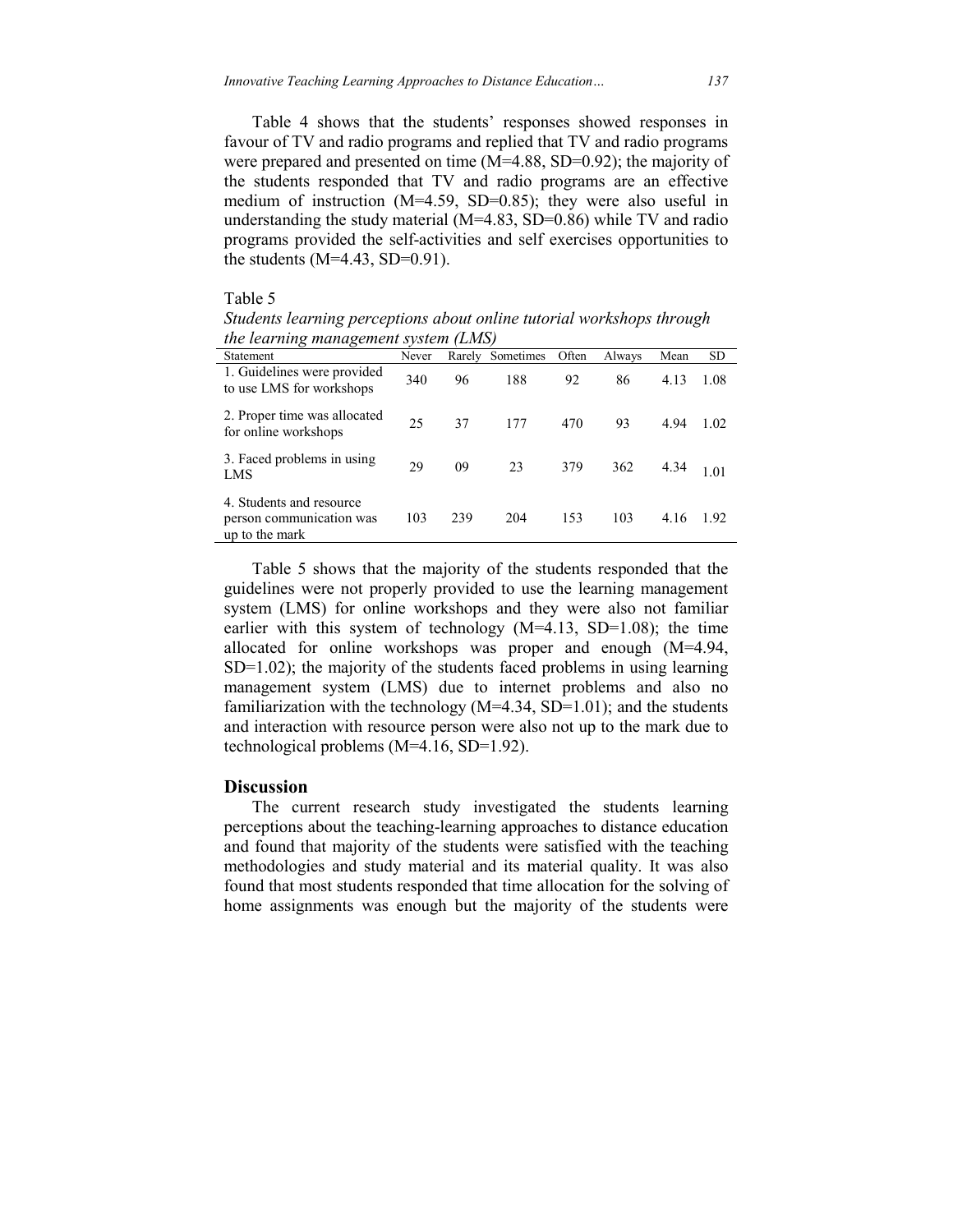Table 4 shows that the students' responses showed responses in favour of TV and radio programs and replied that TV and radio programs were prepared and presented on time (M=4.88, SD=0.92); the majority of the students responded that TV and radio programs are an effective medium of instruction (M=4.59, SD=0.85); they were also useful in understanding the study material (M=4.83, SD=0.86) while TV and radio programs provided the self-activities and self exercises opportunities to the students (M=4.43, SD=0.91).

Table 5

*Students learning perceptions about online tutorial workshops through the learning management system (LMS)*

| Statement | Never | Rarely | Sometimes | Often | Always | Mean | SD |
|---|---|---|---|---|---|---|---|
| 1. Guidelines were provided to use LMS for workshops | 340 | 96 | 188 | 92 | 86 | 4.13 | 1.08 |
| 2. Proper time was allocated for online workshops | 25 | 37 | 177 | 470 | 93 | 4.94 | 1.02 |
| 3. Faced problems in using LMS | 29 | 09 | 23 | 379 | 362 | 4.34 | 1.01 |
| 4. Students and resource person communication was up to the mark | 103 | 239 | 204 | 153 | 103 | 4.16 | 1.92 |

Table 5 shows that the majority of the students responded that the guidelines were not properly provided to use the learning management system (LMS) for online workshops and they were also not familiar earlier with this system of technology (M=4.13, SD=1.08); the time allocated for online workshops was proper and enough (M=4.94, SD=1.02); the majority of the students faced problems in using learning management system (LMS) due to internet problems and also no familiarization with the technology (M=4.34, SD=1.01); and the students and interaction with resource person were also not up to the mark due to technological problems (M=4.16, SD=1.92).

## Discussion

The current research study investigated the students learning perceptions about the teaching-learning approaches to distance education and found that majority of the students were satisfied with the teaching methodologies and study material and its material quality. It was also found that most students responded that time allocation for the solving of home assignments was enough but the majority of the students were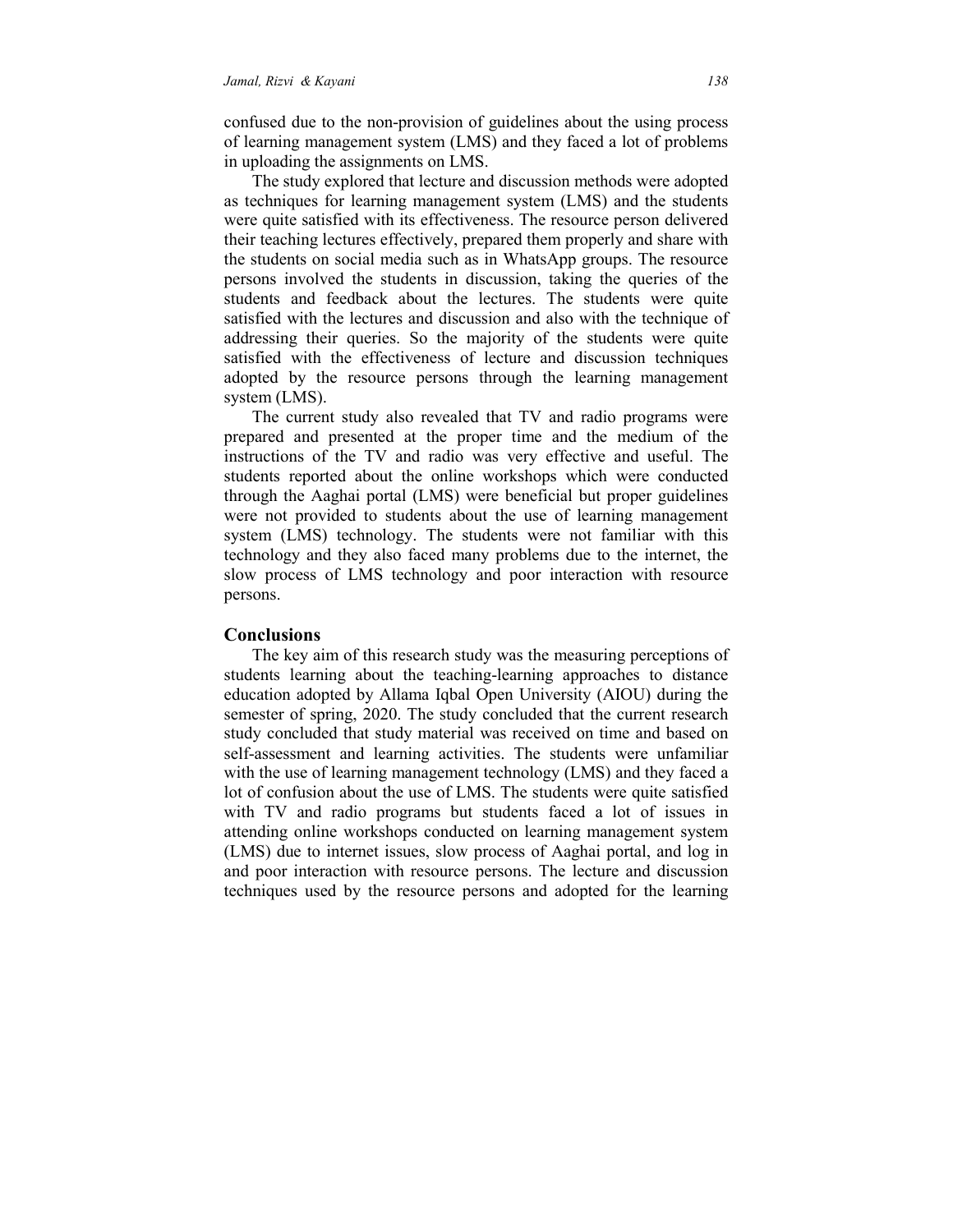confused due to the non-provision of guidelines about the using process of learning management system (LMS) and they faced a lot of problems in uploading the assignments on LMS.

The study explored that lecture and discussion methods were adopted as techniques for learning management system (LMS) and the students were quite satisfied with its effectiveness. The resource person delivered their teaching lectures effectively, prepared them properly and share with the students on social media such as in WhatsApp groups. The resource persons involved the students in discussion, taking the queries of the students and feedback about the lectures. The students were quite satisfied with the lectures and discussion and also with the technique of addressing their queries. So the majority of the students were quite satisfied with the effectiveness of lecture and discussion techniques adopted by the resource persons through the learning management system (LMS).

The current study also revealed that TV and radio programs were prepared and presented at the proper time and the medium of the instructions of the TV and radio was very effective and useful. The students reported about the online workshops which were conducted through the Aaghai portal (LMS) were beneficial but proper guidelines were not provided to students about the use of learning management system (LMS) technology. The students were not familiar with this technology and they also faced many problems due to the internet, the slow process of LMS technology and poor interaction with resource persons.

## Conclusions

The key aim of this research study was the measuring perceptions of students learning about the teaching-learning approaches to distance education adopted by Allama Iqbal Open University (AIOU) during the semester of spring, 2020. The study concluded that the current research study concluded that study material was received on time and based on self-assessment and learning activities. The students were unfamiliar with the use of learning management technology (LMS) and they faced a lot of confusion about the use of LMS. The students were quite satisfied with TV and radio programs but students faced a lot of issues in attending online workshops conducted on learning management system (LMS) due to internet issues, slow process of Aaghai portal, and log in and poor interaction with resource persons. The lecture and discussion techniques used by the resource persons and adopted for the learning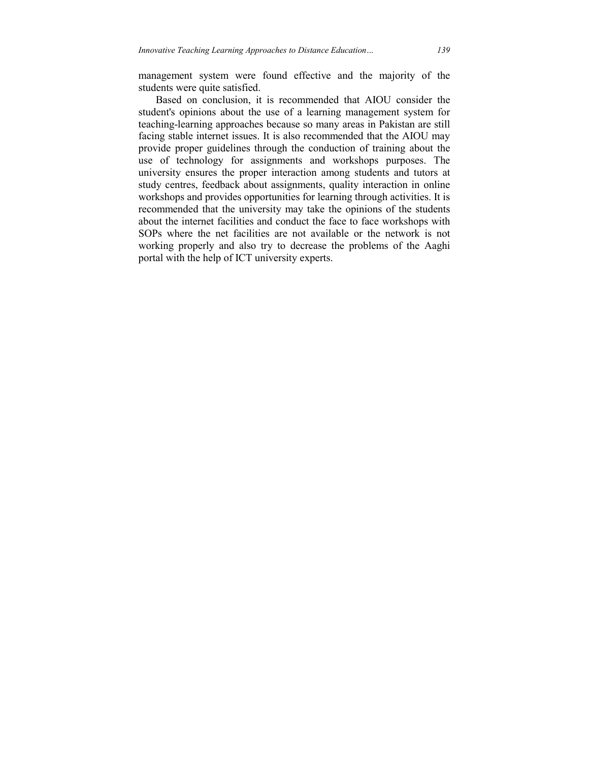management system were found effective and the majority of the students were quite satisfied.

Based on conclusion, it is recommended that AIOU consider the student's opinions about the use of a learning management system for teaching-learning approaches because so many areas in Pakistan are still facing stable internet issues. It is also recommended that the AIOU may provide proper guidelines through the conduction of training about the use of technology for assignments and workshops purposes. The university ensures the proper interaction among students and tutors at study centres, feedback about assignments, quality interaction in online workshops and provides opportunities for learning through activities. It is recommended that the university may take the opinions of the students about the internet facilities and conduct the face to face workshops with SOPs where the net facilities are not available or the network is not working properly and also try to decrease the problems of the Aaghi portal with the help of ICT university experts.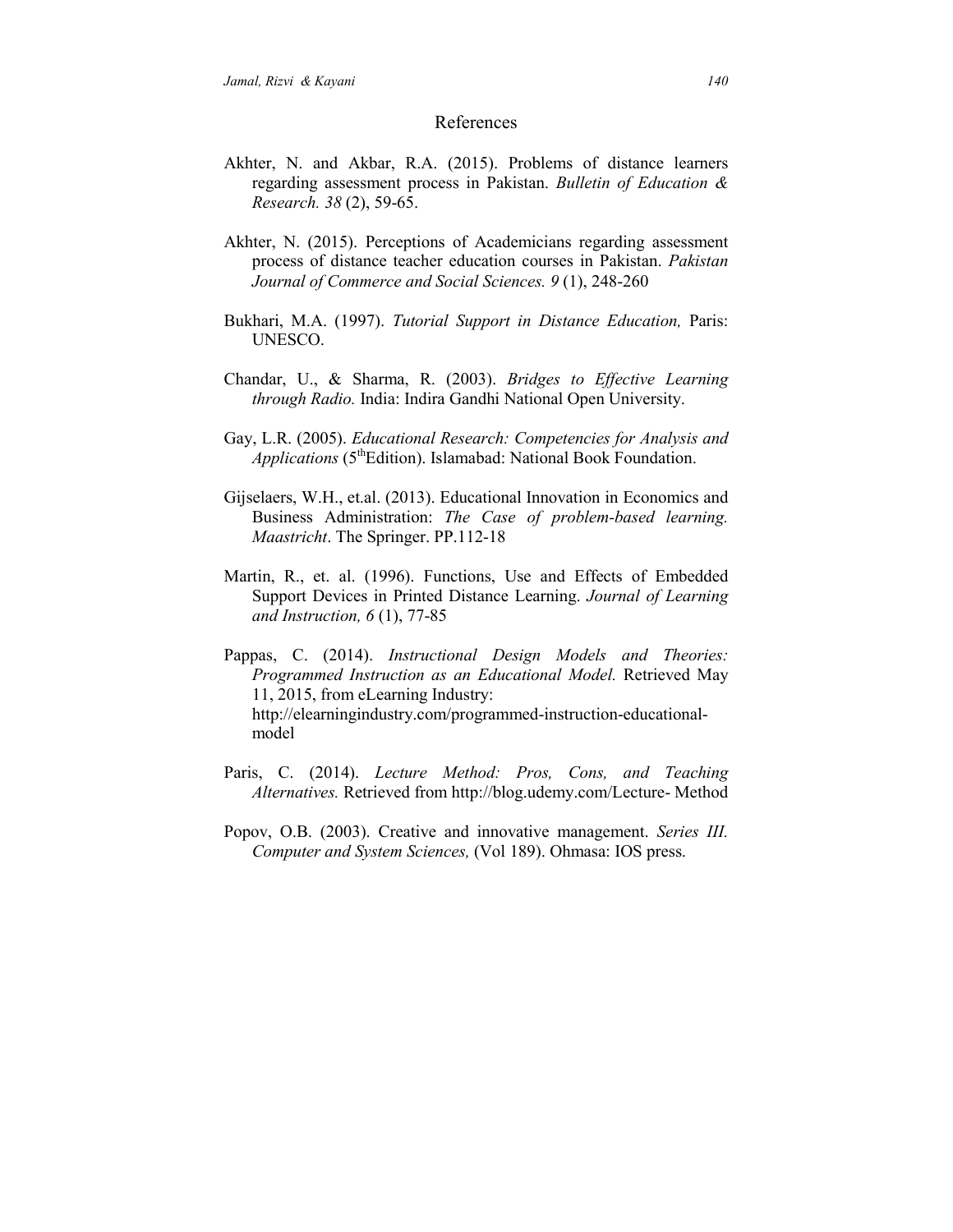## References

Akhter, N. and Akbar, R.A. (2015). Problems of distance learners regarding assessment process in Pakistan. *Bulletin of Education & Research. 38* (2), 59-65.

Akhter, N. (2015). Perceptions of Academicians regarding assessment process of distance teacher education courses in Pakistan. *Pakistan Journal of Commerce and Social Sciences. 9* (1), 248-260

Bukhari, M.A. (1997). *Tutorial Support in Distance Education,* Paris: UNESCO.

Chandar, U., & Sharma, R. (2003). *Bridges to Effective Learning through Radio.* India: Indira Gandhi National Open University.

Gay, L.R. (2005). *Educational Research: Competencies for Analysis and Applications* (5thEdition). Islamabad: National Book Foundation.

Gijselaers, W.H., et.al. (2013). Educational Innovation in Economics and Business Administration: *The Case of problem-based learning. Maastricht*. The Springer. PP.112-18

Martin, R., et. al. (1996). Functions, Use and Effects of Embedded Support Devices in Printed Distance Learning. *Journal of Learning and Instruction, 6* (1), 77-85

Pappas, C. (2014). *Instructional Design Models and Theories: Programmed Instruction as an Educational Model.* Retrieved May 11, 2015, from eLearning Industry: http://elearningindustry.com/programmed-instruction-educational-model

Paris, C. (2014). *Lecture Method: Pros, Cons, and Teaching Alternatives.* Retrieved from http://blog.udemy.com/Lecture- Method

Popov, O.B. (2003). Creative and innovative management. *Series III. Computer and System Sciences,* (Vol 189). Ohmasa: IOS press.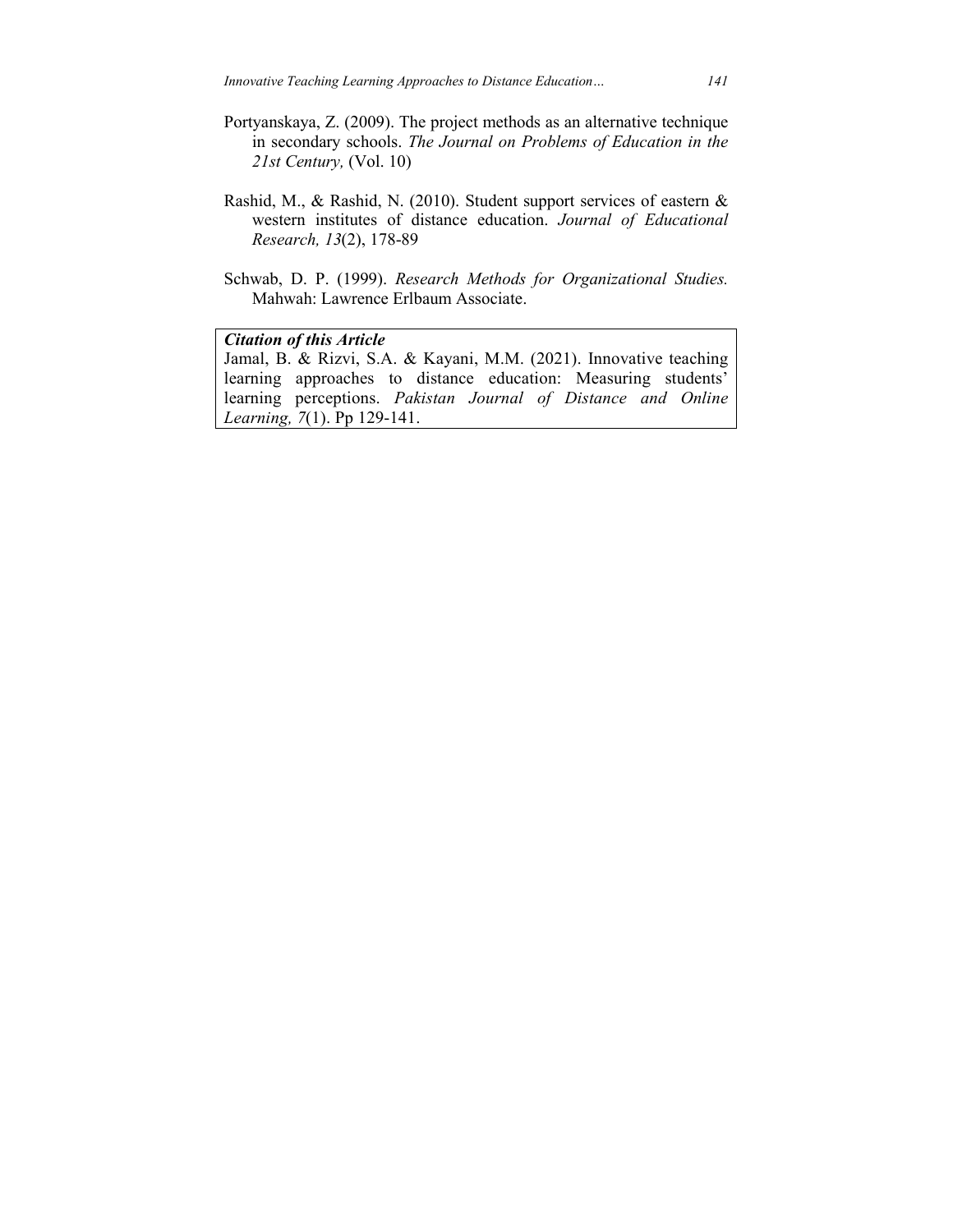Portyanskaya, Z. (2009). The project methods as an alternative technique in secondary schools. *The Journal on Problems of Education in the 21st Century,* (Vol. 10)

Rashid, M., & Rashid, N. (2010). Student support services of eastern & western institutes of distance education. *Journal of Educational Research, 13*(2), 178-89

Schwab, D. P. (1999). *Research Methods for Organizational Studies.* Mahwah: Lawrence Erlbaum Associate.

***Citation of this Article***
Jamal, B. & Rizvi, S.A. & Kayani, M.M. (2021). Innovative teaching learning approaches to distance education: Measuring students' learning perceptions. *Pakistan Journal of Distance and Online Learning, 7*(1). Pp 129-141.